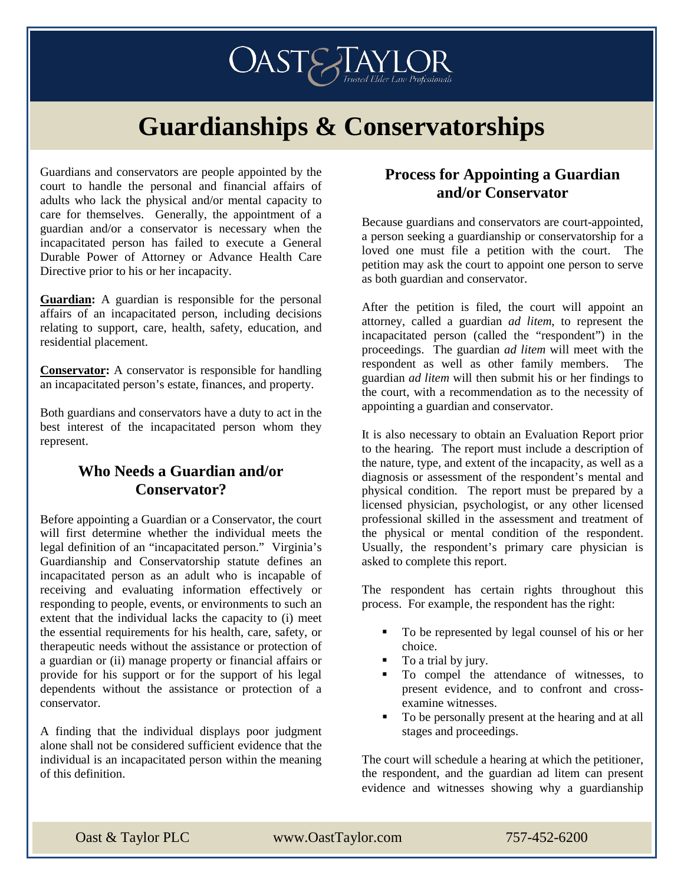OAST & TAYLOR
Trusted Elder Law Professionals

# Guardianships & Conservatorships

Guardians and conservators are people appointed by the court to handle the personal and financial affairs of adults who lack the physical and/or mental capacity to care for themselves. Generally, the appointment of a guardian and/or a conservator is necessary when the incapacitated person has failed to execute a General Durable Power of Attorney or Advance Health Care Directive prior to his or her incapacity.

**Guardian:** A guardian is responsible for the personal affairs of an incapacitated person, including decisions relating to support, care, health, safety, education, and residential placement.

**Conservator:** A conservator is responsible for handling an incapacitated person's estate, finances, and property.

Both guardians and conservators have a duty to act in the best interest of the incapacitated person whom they represent.

## Who Needs a Guardian and/or Conservator?

Before appointing a Guardian or a Conservator, the court will first determine whether the individual meets the legal definition of an "incapacitated person." Virginia's Guardianship and Conservatorship statute defines an incapacitated person as an adult who is incapable of receiving and evaluating information effectively or responding to people, events, or environments to such an extent that the individual lacks the capacity to (i) meet the essential requirements for his health, care, safety, or therapeutic needs without the assistance or protection of a guardian or (ii) manage property or financial affairs or provide for his support or for the support of his legal dependents without the assistance or protection of a conservator.

A finding that the individual displays poor judgment alone shall not be considered sufficient evidence that the individual is an incapacitated person within the meaning of this definition.

## Process for Appointing a Guardian and/or Conservator

Because guardians and conservators are court-appointed, a person seeking a guardianship or conservatorship for a loved one must file a petition with the court. The petition may ask the court to appoint one person to serve as both guardian and conservator.

After the petition is filed, the court will appoint an attorney, called a guardian *ad litem*, to represent the incapacitated person (called the "respondent") in the proceedings. The guardian *ad litem* will meet with the respondent as well as other family members. The guardian *ad litem* will then submit his or her findings to the court, with a recommendation as to the necessity of appointing a guardian and conservator.

It is also necessary to obtain an Evaluation Report prior to the hearing. The report must include a description of the nature, type, and extent of the incapacity, as well as a diagnosis or assessment of the respondent's mental and physical condition. The report must be prepared by a licensed physician, psychologist, or any other licensed professional skilled in the assessment and treatment of the physical or mental condition of the respondent. Usually, the respondent's primary care physician is asked to complete this report.

The respondent has certain rights throughout this process. For example, the respondent has the right:

- To be represented by legal counsel of his or her choice.
- To a trial by jury.
- To compel the attendance of witnesses, to present evidence, and to confront and cross-examine witnesses.
- To be personally present at the hearing and at all stages and proceedings.

The court will schedule a hearing at which the petitioner, the respondent, and the guardian ad litem can present evidence and witnesses showing why a guardianship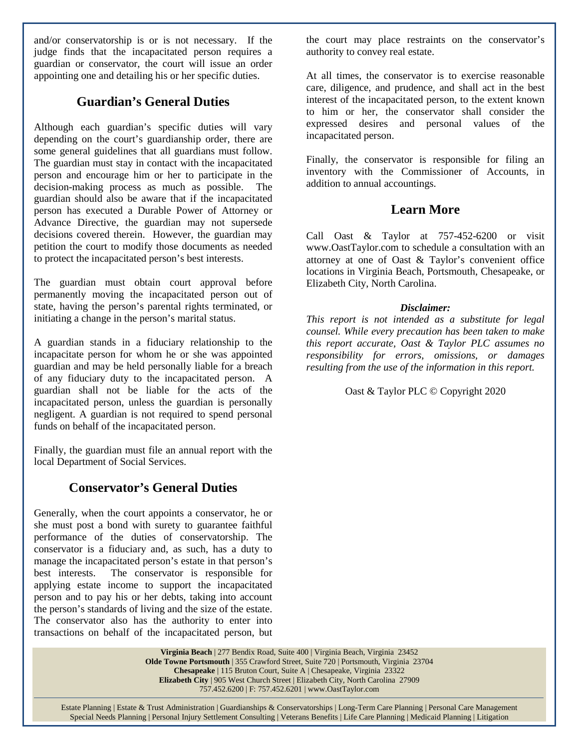and/or conservatorship is or is not necessary. If the judge finds that the incapacitated person requires a guardian or conservator, the court will issue an order appointing one and detailing his or her specific duties.

## Guardian's General Duties

Although each guardian's specific duties will vary depending on the court's guardianship order, there are some general guidelines that all guardians must follow. The guardian must stay in contact with the incapacitated person and encourage him or her to participate in the decision-making process as much as possible. The guardian should also be aware that if the incapacitated person has executed a Durable Power of Attorney or Advance Directive, the guardian may not supersede decisions covered therein. However, the guardian may petition the court to modify those documents as needed to protect the incapacitated person's best interests.

The guardian must obtain court approval before permanently moving the incapacitated person out of state, having the person's parental rights terminated, or initiating a change in the person's marital status.

A guardian stands in a fiduciary relationship to the incapacitate person for whom he or she was appointed guardian and may be held personally liable for a breach of any fiduciary duty to the incapacitated person. A guardian shall not be liable for the acts of the incapacitated person, unless the guardian is personally negligent. A guardian is not required to spend personal funds on behalf of the incapacitated person.

Finally, the guardian must file an annual report with the local Department of Social Services.

## Conservator's General Duties

Generally, when the court appoints a conservator, he or she must post a bond with surety to guarantee faithful performance of the duties of conservatorship. The conservator is a fiduciary and, as such, has a duty to manage the incapacitated person's estate in that person's best interests. The conservator is responsible for applying estate income to support the incapacitated person and to pay his or her debts, taking into account the person's standards of living and the size of the estate. The conservator also has the authority to enter into transactions on behalf of the incapacitated person, but the court may place restraints on the conservator's authority to convey real estate.

At all times, the conservator is to exercise reasonable care, diligence, and prudence, and shall act in the best interest of the incapacitated person, to the extent known to him or her, the conservator shall consider the expressed desires and personal values of the incapacitated person.

Finally, the conservator is responsible for filing an inventory with the Commissioner of Accounts, in addition to annual accountings.

## Learn More

Call Oast & Taylor at 757-452-6200 or visit www.OastTaylor.com to schedule a consultation with an attorney at one of Oast & Taylor's convenient office locations in Virginia Beach, Portsmouth, Chesapeake, or Elizabeth City, North Carolina.

***Disclaimer:***

*This report is not intended as a substitute for legal counsel. While every precaution has been taken to make this report accurate, Oast & Taylor PLC assumes no responsibility for errors, omissions, or damages resulting from the use of the information in this report.*

Oast & Taylor PLC © Copyright 2020

**Virginia Beach** | 277 Bendix Road, Suite 400 | Virginia Beach, Virginia 23452
**Olde Towne Portsmouth** | 355 Crawford Street, Suite 720 | Portsmouth, Virginia 23704
**Chesapeake** | 115 Bruton Court, Suite A | Chesapeake, Virginia 23322
**Elizabeth City** | 905 West Church Street | Elizabeth City, North Carolina 27909
757.452.6200 | F: 757.452.6201 | www.OastTaylor.com

Estate Planning | Estate & Trust Administration | Guardianships & Conservatorships | Long-Term Care Planning | Personal Care Management
Special Needs Planning | Personal Injury Settlement Consulting | Veterans Benefits | Life Care Planning | Medicaid Planning | Litigation